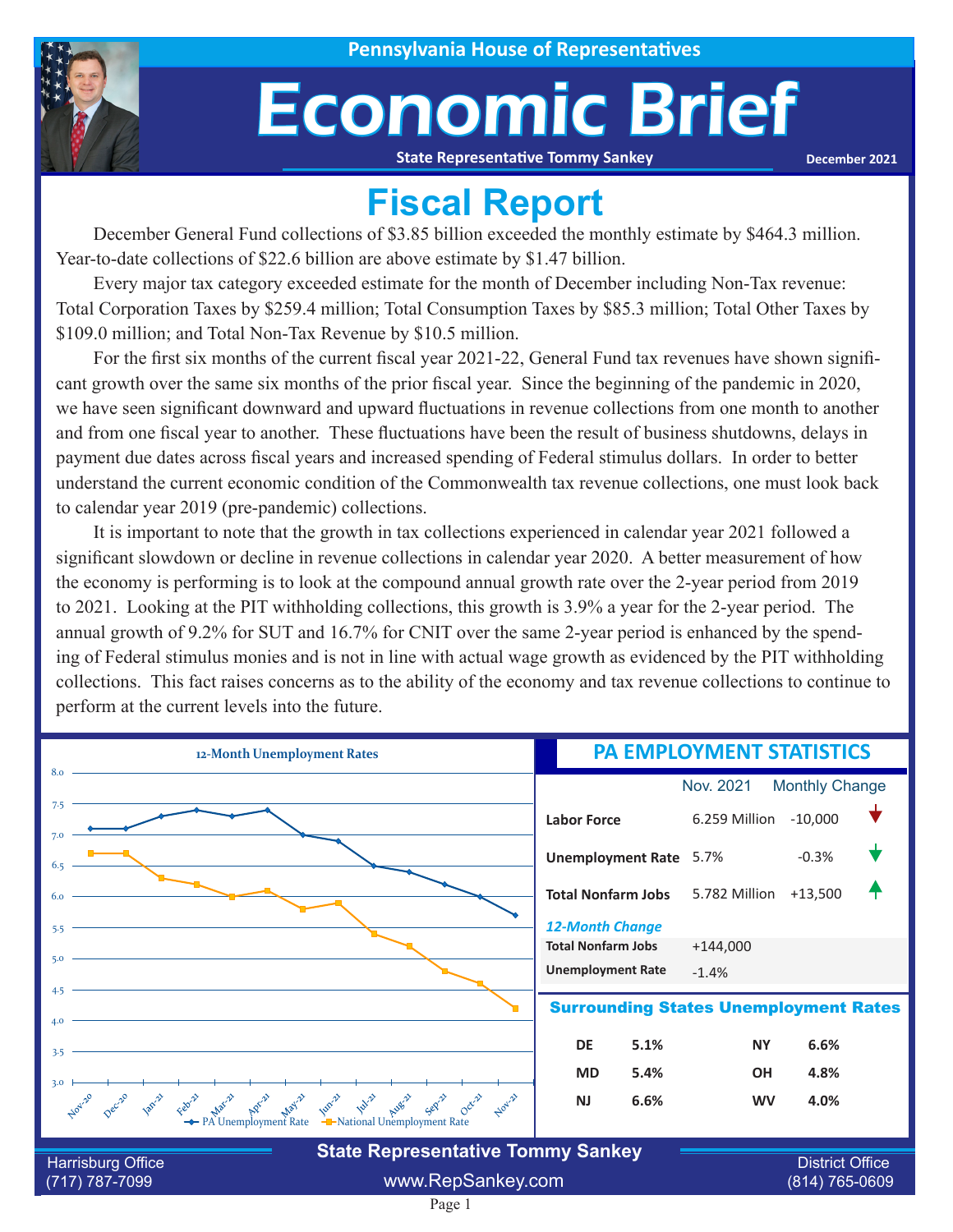Pennsylvania House of Representatives

# Economic Brief

State Representative Tommy Sankey

December 2021

## Fiscal Report

December General Fund collections of $3.85 billion exceeded the monthly estimate by $464.3 million. Year-to-date collections of $22.6 billion are above estimate by $1.47 billion.

Every major tax category exceeded estimate for the month of December including Non-Tax revenue: Total Corporation Taxes by $259.4 million; Total Consumption Taxes by $85.3 million; Total Other Taxes by $109.0 million; and Total Non-Tax Revenue by $10.5 million.

For the first six months of the current fiscal year 2021-22, General Fund tax revenues have shown significant growth over the same six months of the prior fiscal year. Since the beginning of the pandemic in 2020, we have seen significant downward and upward fluctuations in revenue collections from one month to another and from one fiscal year to another. These fluctuations have been the result of business shutdowns, delays in payment due dates across fiscal years and increased spending of Federal stimulus dollars. In order to better understand the current economic condition of the Commonwealth tax revenue collections, one must look back to calendar year 2019 (pre-pandemic) collections.

It is important to note that the growth in tax collections experienced in calendar year 2021 followed a significant slowdown or decline in revenue collections in calendar year 2020. A better measurement of how the economy is performing is to look at the compound annual growth rate over the 2-year period from 2019 to 2021. Looking at the PIT withholding collections, this growth is 3.9% a year for the 2-year period. The annual growth of 9.2% for SUT and 16.7% for CNIT over the same 2-year period is enhanced by the spending of Federal stimulus monies and is not in line with actual wage growth as evidenced by the PIT withholding collections. This fact raises concerns as to the ability of the economy and tax revenue collections to continue to perform at the current levels into the future.

### 12-Month Unemployment Rates

| Month | PA Unemployment Rate | National Unemployment Rate |
|---|---|---|
| Nov-20 | 7.1 | 6.7 |
| Dec-20 | 7.1 | 6.7 |
| Jan-21 | 7.3 | 6.3 |
| Feb-21 | 7.4 | 6.2 |
| Mar-21 | 7.3 | 6.0 |
| Apr-21 | 7.4 | 6.1 |
| May-21 | 7.0 | 5.8 |
| Jun-21 | 6.9 | 5.9 |
| Jul-21 | 6.5 | 5.4 |
| Aug-21 | 6.4 | 5.2 |
| Sep-21 | 6.2 | 4.8 |
| Oct-21 | 6.0 | 4.6 |
| Nov-21 | 5.7 | 4.2 |

### PA EMPLOYMENT STATISTICS

| | Nov. 2021 | Monthly Change |
|---|---|---|
| Labor Force | 6.259 Million | -10,000 |
| Unemployment Rate | 5.7% | -0.3% |
| Total Nonfarm Jobs | 5.782 Million | +13,500 |

*12-Month Change*

| | |
|---|---|
| Total Nonfarm Jobs | +144,000 |
| Unemployment Rate | -1.4% |

### Surrounding States Unemployment Rates

| State | Rate | State | Rate |
|---|---|---|---|
| DE | 5.1% | NY | 6.6% |
| MD | 5.4% | OH | 4.8% |
| NJ | 6.6% | WV | 4.0% |

State Representative Tommy Sankey

Harrisburg Office (717) 787-7099 | www.RepSankey.com | District Office (814) 765-0609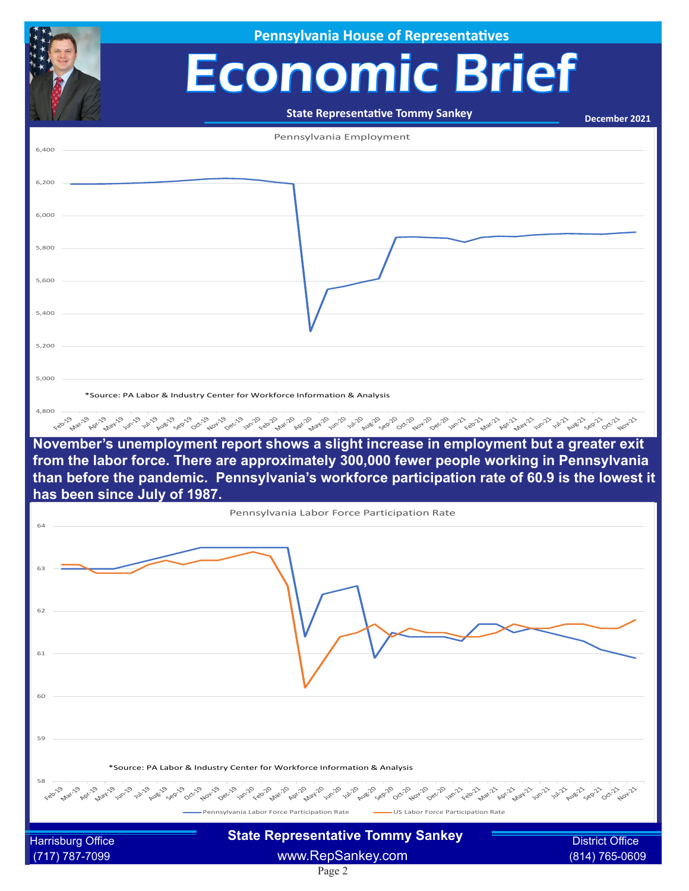Pennsylvania House of Representatives

# Economic Brief

**State Representative Tommy Sankey**

December 2021

Pennsylvania Employment

*Source: PA Labor & Industry Center for Workforce Information & Analysis

**November's unemployment report shows a slight increase in employment but a greater exit from the labor force. There are approximately 300,000 fewer people working in Pennsylvania than before the pandemic. Pennsylvania's workforce participation rate of 60.9 is the lowest it has been since July of 1987.**

Pennsylvania Labor Force Participation Rate

*Source: PA Labor & Industry Center for Workforce Information & Analysis

Pennsylvania Labor Force Participation Rate — US Labor Force Participation Rate

Harrisburg Office
(717) 787-7099

**State Representative Tommy Sankey**
www.RepSankey.com

District Office
(814) 765-0609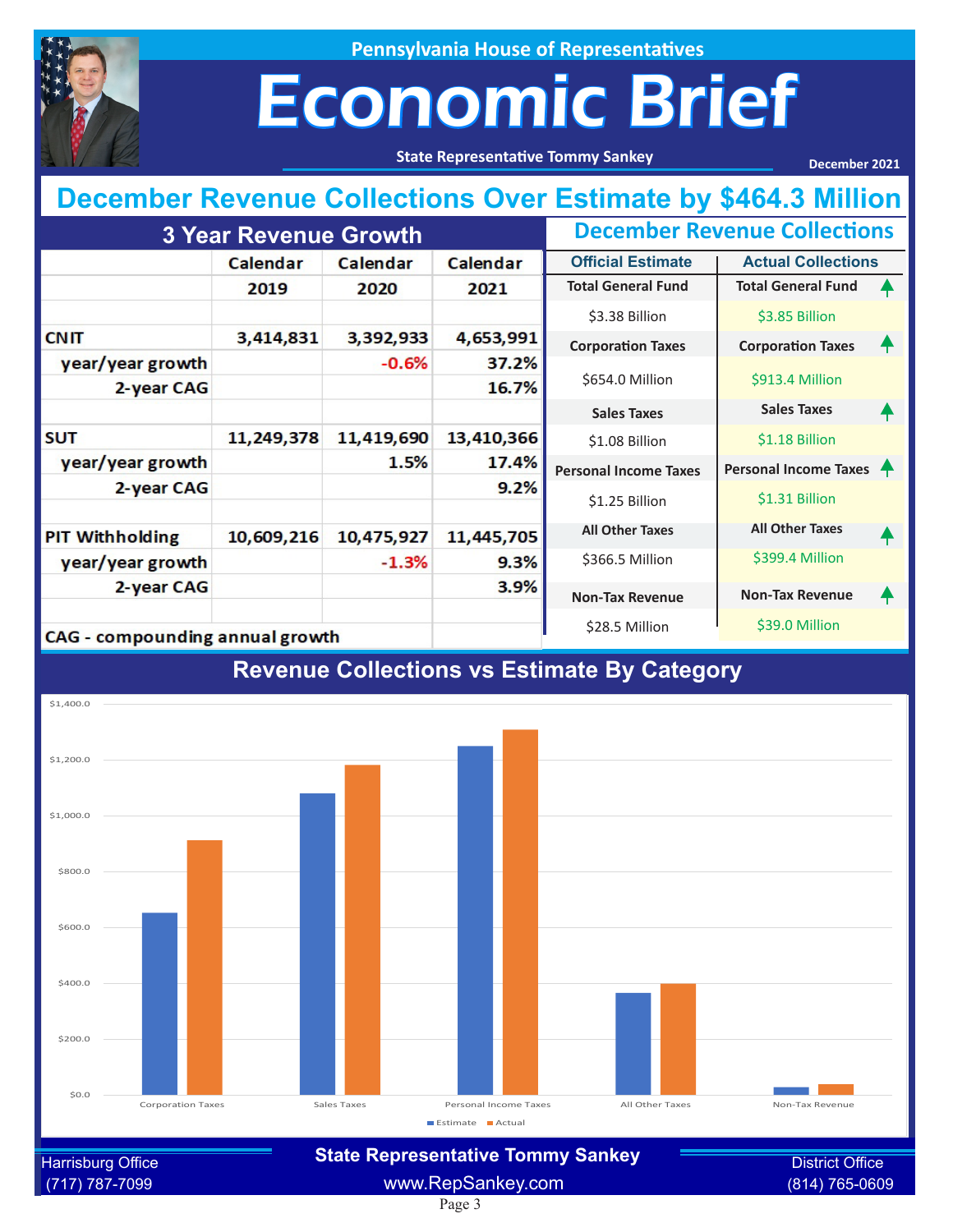Pennsylvania House of Representatives

# Economic Brief

State Representative Tommy Sankey

December 2021

## December Revenue Collections Over Estimate by $464.3 Million

### 3 Year Revenue Growth

| | Calendar 2019 | Calendar 2020 | Calendar 2021 |
|---|---|---|---|
| CNIT | 3,414,831 | 3,392,933 | 4,653,991 |
| year/year growth | | -0.6% | 37.2% |
| 2-year CAG | | | 16.7% |
| SUT | 11,249,378 | 11,419,690 | 13,410,366 |
| year/year growth | | 1.5% | 17.4% |
| 2-year CAG | | | 9.2% |
| PIT Withholding | 10,609,216 | 10,475,927 | 11,445,705 |
| year/year growth | | -1.3% | 9.3% |
| 2-year CAG | | | 3.9% |
| CAG - compounding annual growth | | | |

### December Revenue Collections

| Official Estimate | Actual Collections |
|---|---|
| Total General Fund | Total General Fund |
| $3.38 Billion | $3.85 Billion |
| Corporation Taxes | Corporation Taxes |
| $654.0 Million | $913.4 Million |
| Sales Taxes | Sales Taxes |
| $1.08 Billion | $1.18 Billion |
| Personal Income Taxes | Personal Income Taxes |
| $1.25 Billion | $1.31 Billion |
| All Other Taxes | All Other Taxes |
| $366.5 Million | $399.4 Million |
| Non-Tax Revenue | Non-Tax Revenue |
| $28.5 Million | $39.0 Million |

### Revenue Collections vs Estimate By Category

$1,400.0
$1,200.0
$1,000.0
$800.0
$600.0
$400.0
$200.0
$0.0

Corporation Taxes
Sales Taxes
Personal Income Taxes
All Other Taxes
Non-Tax Revenue

Estimate
Actual

Harrisburg Office
(717) 787-7099

State Representative Tommy Sankey
www.RepSankey.com

District Office
(814) 765-0609